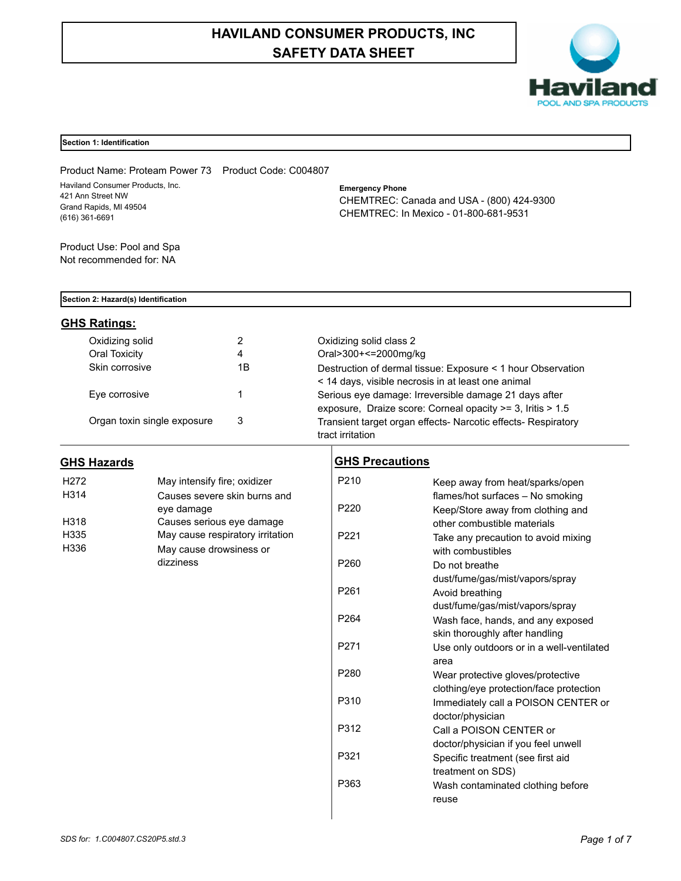# HAVILAND CONSUMER PRODUCTS, INC
# SAFETY DATA SHEET

Haviland
POOL AND SPA PRODUCTS

## Section 1: Identification

Product Name: Proteam Power 73    Product Code: C004807

Haviland Consumer Products, Inc.
421 Ann Street NW
Grand Rapids, MI 49504
(616) 361-6691

**Emergency Phone**
CHEMTREC: Canada and USA - (800) 424-9300
CHEMTREC: In Mexico - 01-800-681-9531

Product Use: Pool and Spa
Not recommended for: NA

## Section 2: Hazard(s) Identification

### GHS Ratings:

| | | |
|---|---|---|
| Oxidizing solid | 2 | Oxidizing solid class 2 |
| Oral Toxicity | 4 | Oral>300+<=2000mg/kg |
| Skin corrosive | 1B | Destruction of dermal tissue: Exposure < 1 hour Observation < 14 days, visible necrosis in at least one animal |
| Eye corrosive | 1 | Serious eye damage: Irreversible damage 21 days after exposure, Draize score: Corneal opacity >= 3, Iritis > 1.5 |
| Organ toxin single exposure | 3 | Transient target organ effects- Narcotic effects- Respiratory tract irritation |

### GHS Hazards

| | |
|---|---|
| H272 | May intensify fire; oxidizer |
| H314 | Causes severe skin burns and eye damage |
| H318 | Causes serious eye damage |
| H335 | May cause respiratory irritation |
| H336 | May cause drowsiness or dizziness |

### GHS Precautions

| | |
|---|---|
| P210 | Keep away from heat/sparks/open flames/hot surfaces – No smoking |
| P220 | Keep/Store away from clothing and other combustible materials |
| P221 | Take any precaution to avoid mixing with combustibles |
| P260 | Do not breathe dust/fume/gas/mist/vapors/spray |
| P261 | Avoid breathing dust/fume/gas/mist/vapors/spray |
| P264 | Wash face, hands, and any exposed skin thoroughly after handling |
| P271 | Use only outdoors or in a well-ventilated area |
| P280 | Wear protective gloves/protective clothing/eye protection/face protection |
| P310 | Immediately call a POISON CENTER or doctor/physician |
| P312 | Call a POISON CENTER or doctor/physician if you feel unwell |
| P321 | Specific treatment (see first aid treatment on SDS) |
| P363 | Wash contaminated clothing before reuse |

*SDS for: 1.C004807.CS20P5.std.3*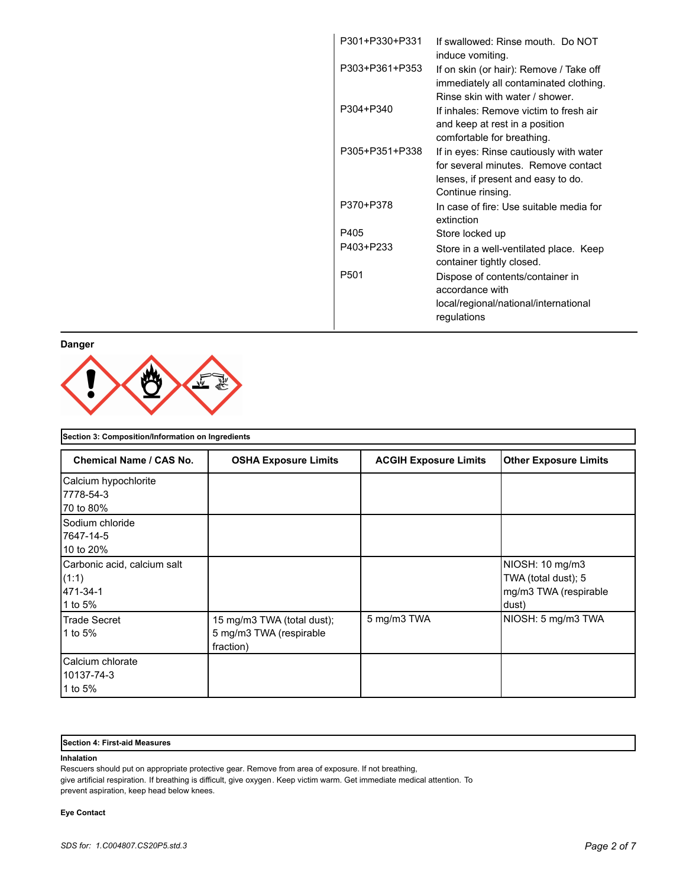| | |
|---|---|
| P301+P330+P331 | If swallowed: Rinse mouth. Do NOT induce vomiting. |
| P303+P361+P353 | If on skin (or hair): Remove / Take off immediately all contaminated clothing. Rinse skin with water / shower. |
| P304+P340 | If inhales: Remove victim to fresh air and keep at rest in a position comfortable for breathing. |
| P305+P351+P338 | If in eyes: Rinse cautiously with water for several minutes. Remove contact lenses, if present and easy to do. Continue rinsing. |
| P370+P378 | In case of fire: Use suitable media for extinction |
| P405 | Store locked up |
| P403+P233 | Store in a well-ventilated place. Keep container tightly closed. |
| P501 | Dispose of contents/container in accordance with local/regional/national/international regulations |

**Danger**

## Section 3: Composition/Information on Ingredients

| Chemical Name / CAS No. | OSHA Exposure Limits | ACGIH Exposure Limits | Other Exposure Limits |
|---|---|---|---|
| Calcium hypochlorite<br>7778-54-3<br>70 to 80% | | | |
| Sodium chloride<br>7647-14-5<br>10 to 20% | | | |
| Carbonic acid, calcium salt (1:1)<br>471-34-1<br>1 to 5% | | | NIOSH: 10 mg/m3 TWA (total dust); 5 mg/m3 TWA (respirable dust) |
| Trade Secret<br>1 to 5% | 15 mg/m3 TWA (total dust); 5 mg/m3 TWA (respirable fraction) | 5 mg/m3 TWA | NIOSH: 5 mg/m3 TWA |
| Calcium chlorate<br>10137-74-3<br>1 to 5% | | | |

## Section 4: First-aid Measures

**Inhalation**

Rescuers should put on appropriate protective gear. Remove from area of exposure. If not breathing, give artificial respiration. If breathing is difficult, give oxygen. Keep victim warm. Get immediate medical attention. To prevent aspiration, keep head below knees.

**Eye Contact**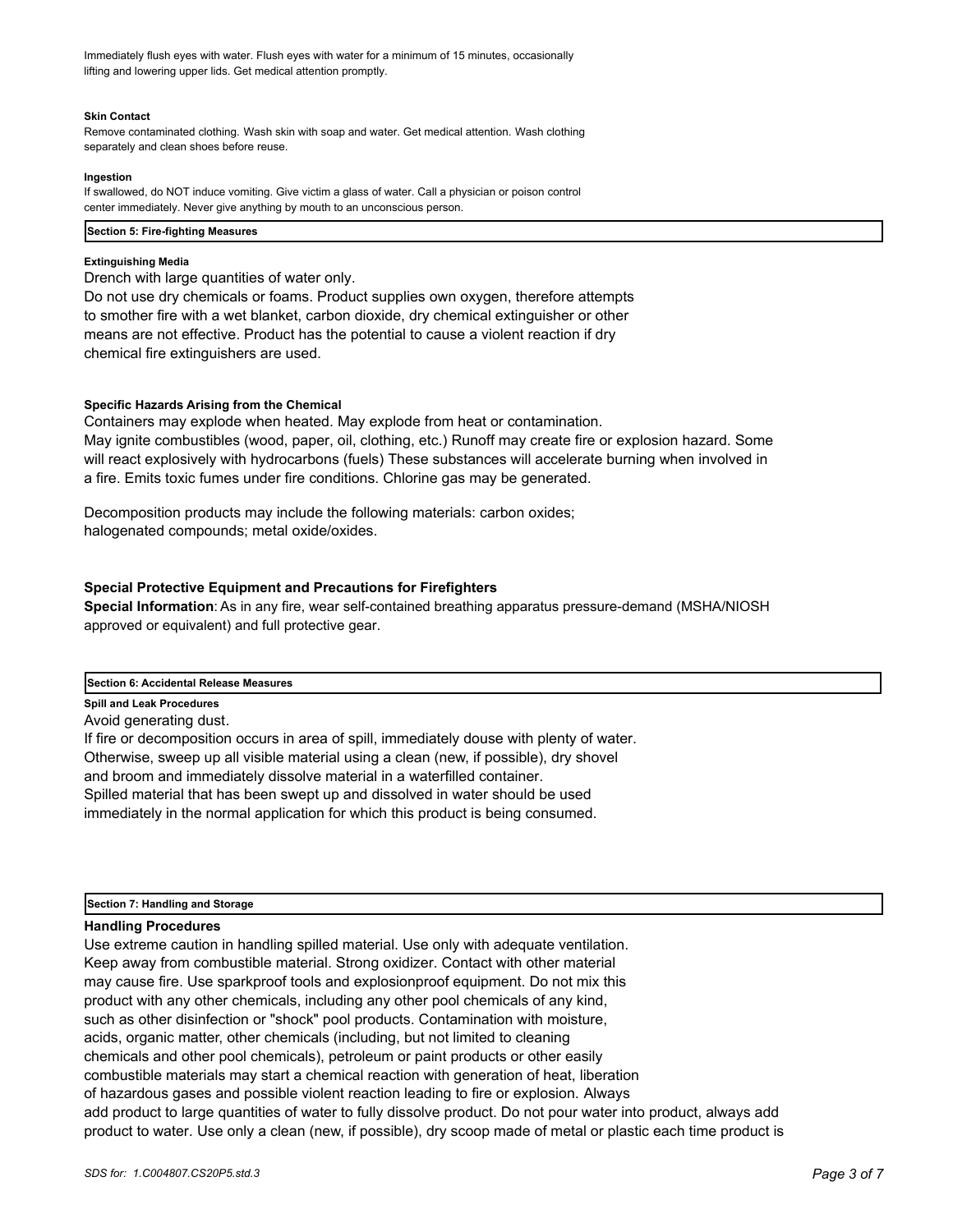Immediately flush eyes with water. Flush eyes with water for a minimum of 15 minutes, occasionally lifting and lowering upper lids. Get medical attention promptly.

**Skin Contact**

Remove contaminated clothing. Wash skin with soap and water. Get medical attention. Wash clothing separately and clean shoes before reuse.

**Ingestion**

If swallowed, do NOT induce vomiting. Give victim a glass of water. Call a physician or poison control center immediately. Never give anything by mouth to an unconscious person.

## Section 5: Fire-fighting Measures

**Extinguishing Media**

Drench with large quantities of water only.
Do not use dry chemicals or foams. Product supplies own oxygen, therefore attempts to smother fire with a wet blanket, carbon dioxide, dry chemical extinguisher or other means are not effective. Product has the potential to cause a violent reaction if dry chemical fire extinguishers are used.

**Specific Hazards Arising from the Chemical**

Containers may explode when heated. May explode from heat or contamination.
May ignite combustibles (wood, paper, oil, clothing, etc.) Runoff may create fire or explosion hazard. Some will react explosively with hydrocarbons (fuels) These substances will accelerate burning when involved in a fire. Emits toxic fumes under fire conditions. Chlorine gas may be generated.

Decomposition products may include the following materials: carbon oxides; halogenated compounds; metal oxide/oxides.

**Special Protective Equipment and Precautions for Firefighters**

**Special Information**: As in any fire, wear self-contained breathing apparatus pressure-demand (MSHA/NIOSH approved or equivalent) and full protective gear.

## Section 6: Accidental Release Measures

**Spill and Leak Procedures**

Avoid generating dust.
If fire or decomposition occurs in area of spill, immediately douse with plenty of water.
Otherwise, sweep up all visible material using a clean (new, if possible), dry shovel and broom and immediately dissolve material in a waterfilled container.
Spilled material that has been swept up and dissolved in water should be used immediately in the normal application for which this product is being consumed.

## Section 7: Handling and Storage

**Handling Procedures**

Use extreme caution in handling spilled material. Use only with adequate ventilation.
Keep away from combustible material. Strong oxidizer. Contact with other material may cause fire. Use sparkproof tools and explosionproof equipment. Do not mix this product with any other chemicals, including any other pool chemicals of any kind, such as other disinfection or "shock" pool products. Contamination with moisture, acids, organic matter, other chemicals (including, but not limited to cleaning chemicals and other pool chemicals), petroleum or paint products or other easily combustible materials may start a chemical reaction with generation of heat, liberation of hazardous gases and possible violent reaction leading to fire or explosion. Always add product to large quantities of water to fully dissolve product. Do not pour water into product, always add product to water. Use only a clean (new, if possible), dry scoop made of metal or plastic each time product is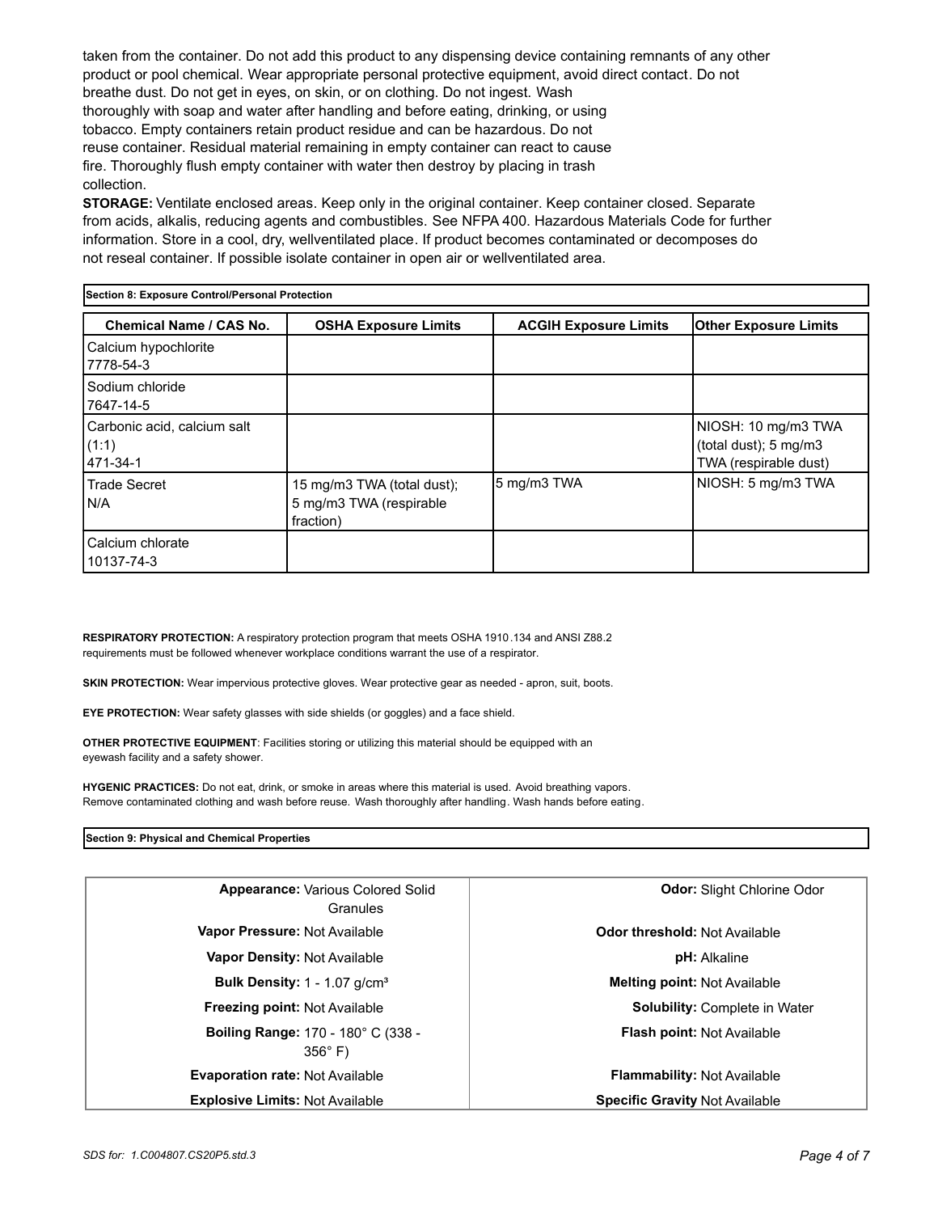taken from the container. Do not add this product to any dispensing device containing remnants of any other product or pool chemical. Wear appropriate personal protective equipment, avoid direct contact. Do not breathe dust. Do not get in eyes, on skin, or on clothing. Do not ingest. Wash thoroughly with soap and water after handling and before eating, drinking, or using tobacco. Empty containers retain product residue and can be hazardous. Do not reuse container. Residual material remaining in empty container can react to cause fire. Thoroughly flush empty container with water then destroy by placing in trash collection.

**STORAGE:** Ventilate enclosed areas. Keep only in the original container. Keep container closed. Separate from acids, alkalis, reducing agents and combustibles. See NFPA 400. Hazardous Materials Code for further information. Store in a cool, dry, wellventilated place. If product becomes contaminated or decomposes do not reseal container. If possible isolate container in open air or wellventilated area.

## Section 8: Exposure Control/Personal Protection

| Chemical Name / CAS No. | OSHA Exposure Limits | ACGIH Exposure Limits | Other Exposure Limits |
|---|---|---|---|
| Calcium hypochlorite 7778-54-3 | | | |
| Sodium chloride 7647-14-5 | | | |
| Carbonic acid, calcium salt (1:1) 471-34-1 | | | NIOSH: 10 mg/m3 TWA (total dust); 5 mg/m3 TWA (respirable dust) |
| Trade Secret N/A | 15 mg/m3 TWA (total dust); 5 mg/m3 TWA (respirable fraction) | 5 mg/m3 TWA | NIOSH: 5 mg/m3 TWA |
| Calcium chlorate 10137-74-3 | | | |

**RESPIRATORY PROTECTION:** A respiratory protection program that meets OSHA 1910.134 and ANSI Z88.2 requirements must be followed whenever workplace conditions warrant the use of a respirator.

**SKIN PROTECTION:** Wear impervious protective gloves. Wear protective gear as needed - apron, suit, boots.

**EYE PROTECTION:** Wear safety glasses with side shields (or goggles) and a face shield.

**OTHER PROTECTIVE EQUIPMENT**: Facilities storing or utilizing this material should be equipped with an eyewash facility and a safety shower.

**HYGENIC PRACTICES:** Do not eat, drink, or smoke in areas where this material is used. Avoid breathing vapors. Remove contaminated clothing and wash before reuse. Wash thoroughly after handling. Wash hands before eating.

## Section 9: Physical and Chemical Properties

| | |
|---|---|
| **Appearance:** Various Colored Solid Granules | **Odor:** Slight Chlorine Odor |
| **Vapor Pressure:** Not Available | **Odor threshold:** Not Available |
| **Vapor Density:** Not Available | **pH:** Alkaline |
| **Bulk Density:** 1 - 1.07 g/cm³ | **Melting point:** Not Available |
| **Freezing point:** Not Available | **Solubility:** Complete in Water |
| **Boiling Range:** 170 - 180° C (338 - 356° F) | **Flash point:** Not Available |
| **Evaporation rate:** Not Available | **Flammability:** Not Available |
| **Explosive Limits:** Not Available | **Specific Gravity** Not Available |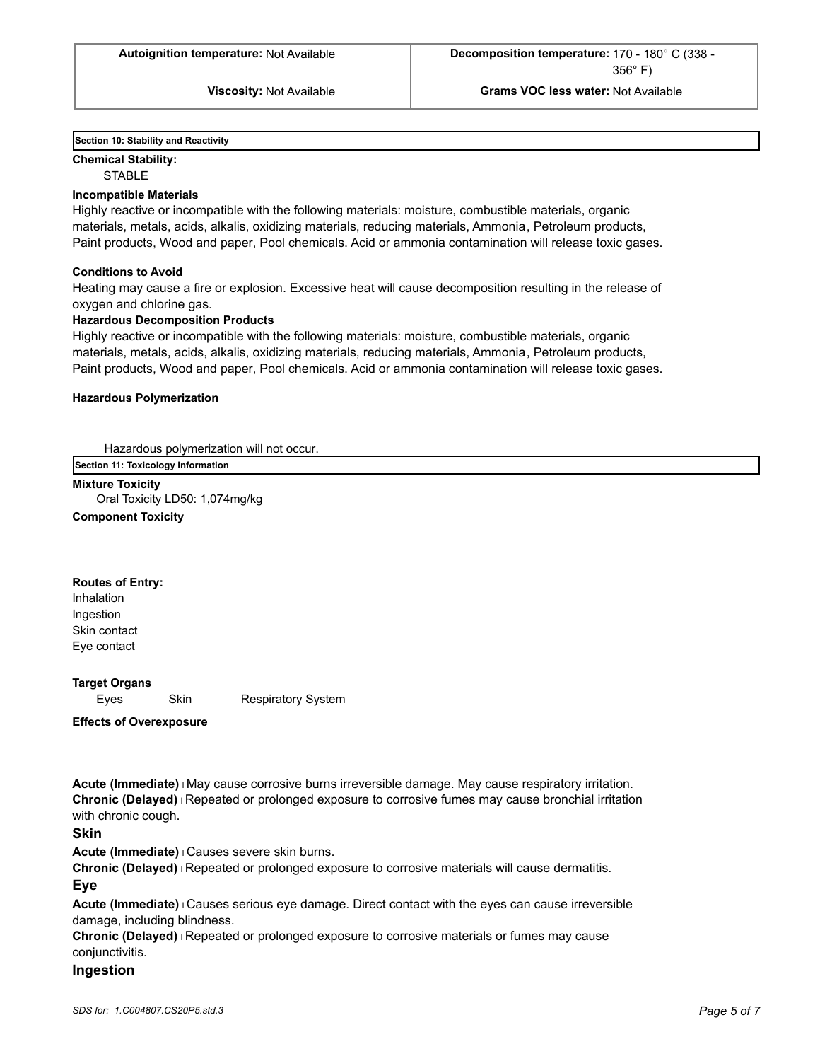| Autoignition temperature: Not Available | Decomposition temperature: 170 - 180° C (338 - 356° F) |
| --- | --- |
| Viscosity: Not Available | Grams VOC less water: Not Available |

## Section 10: Stability and Reactivity

**Chemical Stability:**

STABLE

**Incompatible Materials**

Highly reactive or incompatible with the following materials: moisture, combustible materials, organic materials, metals, acids, alkalis, oxidizing materials, reducing materials, Ammonia, Petroleum products, Paint products, Wood and paper, Pool chemicals. Acid or ammonia contamination will release toxic gases.

**Conditions to Avoid**

Heating may cause a fire or explosion. Excessive heat will cause decomposition resulting in the release of oxygen and chlorine gas.

**Hazardous Decomposition Products**

Highly reactive or incompatible with the following materials: moisture, combustible materials, organic materials, metals, acids, alkalis, oxidizing materials, reducing materials, Ammonia, Petroleum products, Paint products, Wood and paper, Pool chemicals. Acid or ammonia contamination will release toxic gases.

**Hazardous Polymerization**

Hazardous polymerization will not occur.

## Section 11: Toxicology Information

**Mixture Toxicity**

Oral Toxicity LD50: 1,074mg/kg

**Component Toxicity**

**Routes of Entry:**

Inhalation
Ingestion
Skin contact
Eye contact

**Target Organs**

Eyes Skin Respiratory System

**Effects of Overexposure**

**Acute (Immediate)** | May cause corrosive burns irreversible damage. May cause respiratory irritation.
**Chronic (Delayed)** | Repeated or prolonged exposure to corrosive fumes may cause bronchial irritation with chronic cough.

### Skin

**Acute (Immediate)** | Causes severe skin burns.
**Chronic (Delayed)** | Repeated or prolonged exposure to corrosive materials will cause dermatitis.

### Eye

**Acute (Immediate)** | Causes serious eye damage. Direct contact with the eyes can cause irreversible damage, including blindness.
**Chronic (Delayed)** | Repeated or prolonged exposure to corrosive materials or fumes may cause conjunctivitis.

### Ingestion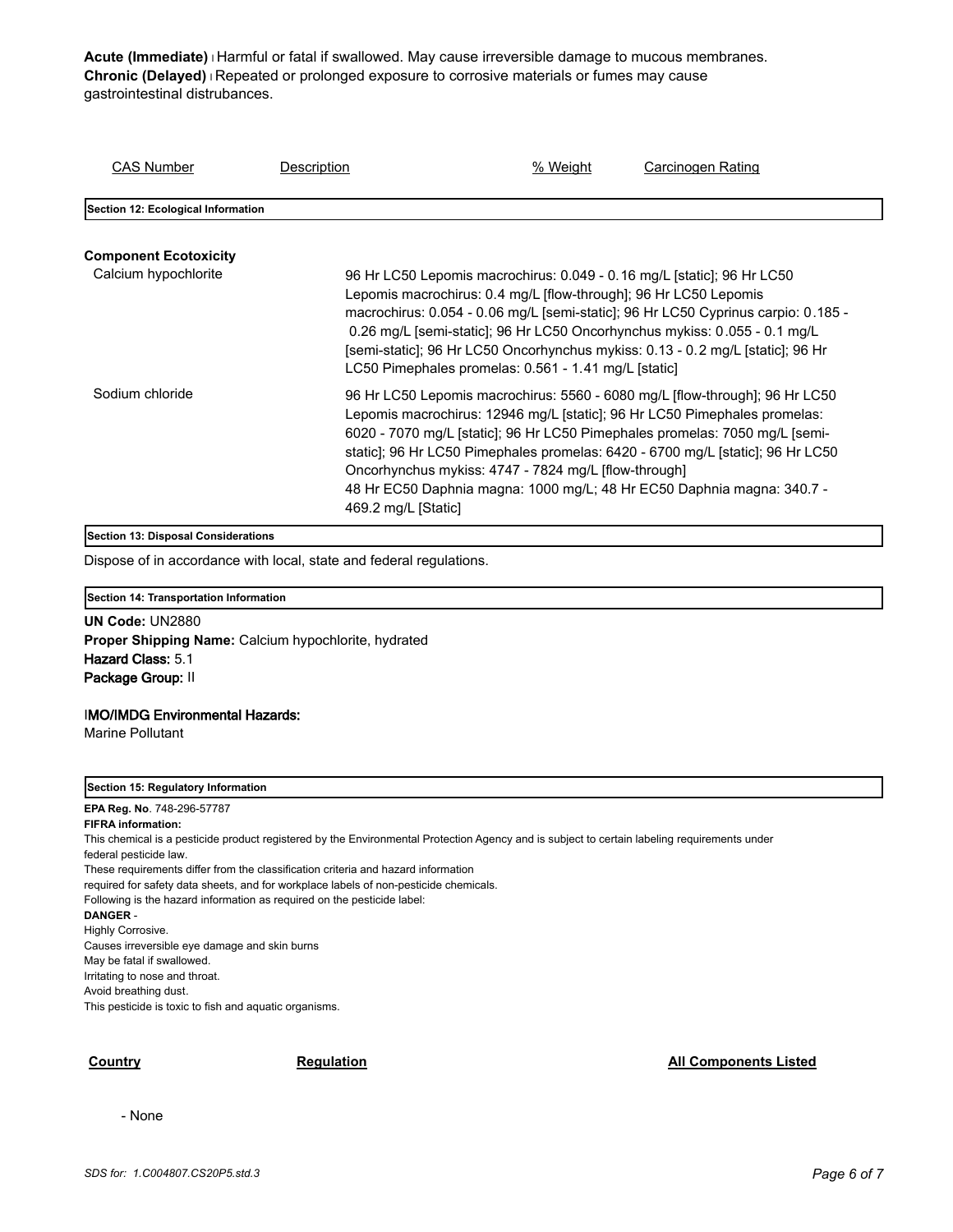**Acute (Immediate)** | Harmful or fatal if swallowed. May cause irreversible damage to mucous membranes.
**Chronic (Delayed)** | Repeated or prolonged exposure to corrosive materials or fumes may cause gastrointestinal distrubances.

| CAS Number | Description | % Weight | Carcinogen Rating |
|---|---|---|---|

## Section 12: Ecological Information

**Component Ecotoxicity**

| | |
|---|---|
| Calcium hypochlorite | 96 Hr LC50 Lepomis macrochirus: 0.049 - 0.16 mg/L [static]; 96 Hr LC50 Lepomis macrochirus: 0.4 mg/L [flow-through]; 96 Hr LC50 Lepomis macrochirus: 0.054 - 0.06 mg/L [semi-static]; 96 Hr LC50 Cyprinus carpio: 0.185 - 0.26 mg/L [semi-static]; 96 Hr LC50 Oncorhynchus mykiss: 0.055 - 0.1 mg/L [semi-static]; 96 Hr LC50 Oncorhynchus mykiss: 0.13 - 0.2 mg/L [static]; 96 Hr LC50 Pimephales promelas: 0.561 - 1.41 mg/L [static] |
| Sodium chloride | 96 Hr LC50 Lepomis macrochirus: 5560 - 6080 mg/L [flow-through]; 96 Hr LC50 Lepomis macrochirus: 12946 mg/L [static]; 96 Hr LC50 Pimephales promelas: 6020 - 7070 mg/L [static]; 96 Hr LC50 Pimephales promelas: 7050 mg/L [semi-static]; 96 Hr LC50 Pimephales promelas: 6420 - 6700 mg/L [static]; 96 Hr LC50 Oncorhynchus mykiss: 4747 - 7824 mg/L [flow-through] 48 Hr EC50 Daphnia magna: 1000 mg/L; 48 Hr EC50 Daphnia magna: 340.7 - 469.2 mg/L [Static] |

## Section 13: Disposal Considerations

Dispose of in accordance with local, state and federal regulations.

## Section 14: Transportation Information

**UN Code:** UN2880
**Proper Shipping Name:** Calcium hypochlorite, hydrated
**Hazard Class:** 5.1
**Package Group:** II

**IMO/IMDG Environmental Hazards:**
Marine Pollutant

## Section 15: Regulatory Information

**EPA Reg. No**. 748-296-57787
**FIFRA information:**
This chemical is a pesticide product registered by the Environmental Protection Agency and is subject to certain labeling requirements under federal pesticide law.
These requirements differ from the classification criteria and hazard information required for safety data sheets, and for workplace labels of non-pesticide chemicals.
Following is the hazard information as required on the pesticide label:
**DANGER** -
Highly Corrosive.
Causes irreversible eye damage and skin burns
May be fatal if swallowed.
Irritating to nose and throat.
Avoid breathing dust.
This pesticide is toxic to fish and aquatic organisms.

| Country | Regulation | All Components Listed |
|---|---|---|

- None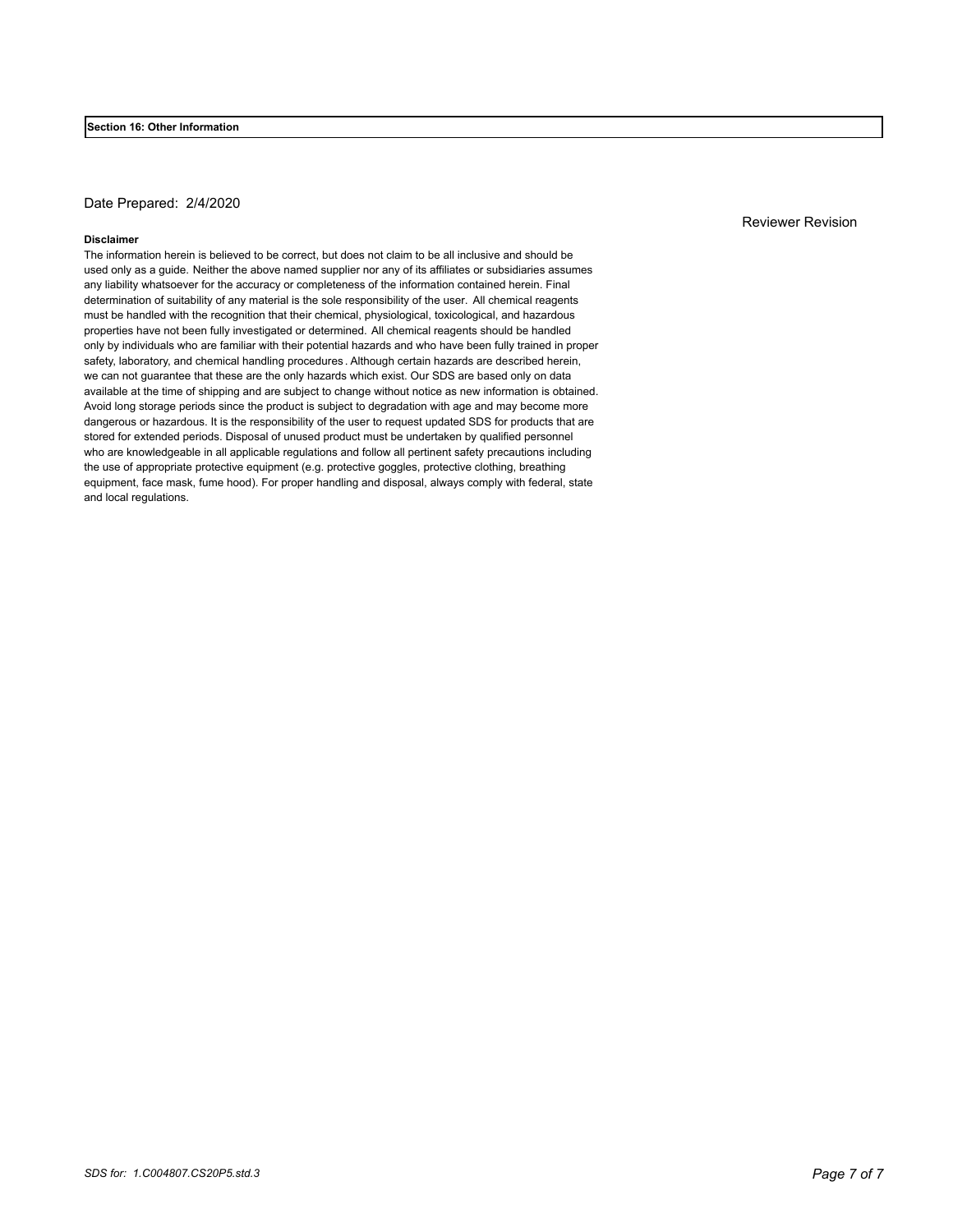## Section 16: Other Information

Date Prepared: 2/4/2020

Reviewer Revision

**Disclaimer**

The information herein is believed to be correct, but does not claim to be all inclusive and should be used only as a guide. Neither the above named supplier nor any of its affiliates or subsidiaries assumes any liability whatsoever for the accuracy or completeness of the information contained herein. Final determination of suitability of any material is the sole responsibility of the user. All chemical reagents must be handled with the recognition that their chemical, physiological, toxicological, and hazardous properties have not been fully investigated or determined. All chemical reagents should be handled only by individuals who are familiar with their potential hazards and who have been fully trained in proper safety, laboratory, and chemical handling procedures. Although certain hazards are described herein, we can not guarantee that these are the only hazards which exist. Our SDS are based only on data available at the time of shipping and are subject to change without notice as new information is obtained. Avoid long storage periods since the product is subject to degradation with age and may become more dangerous or hazardous. It is the responsibility of the user to request updated SDS for products that are stored for extended periods. Disposal of unused product must be undertaken by qualified personnel who are knowledgeable in all applicable regulations and follow all pertinent safety precautions including the use of appropriate protective equipment (e.g. protective goggles, protective clothing, breathing equipment, face mask, fume hood). For proper handling and disposal, always comply with federal, state and local regulations.